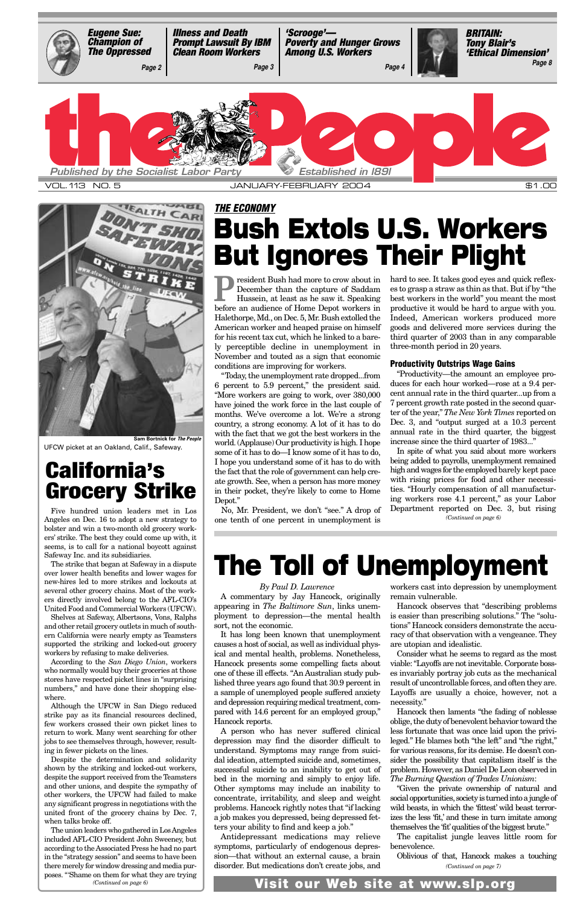**Eugene Sue: Champion of The Oppressed** — Page 2

**Illness and Death Prompt Lawsuit By IBM Clean Room Workers** — Page 3

**'Scrooge'—Poverty and Hunger Grows Among U.S. Workers** — Page 4

**BRITAIN: Tony Blair's 'Ethical Dimension'** — Page 8

# the People

Published by the Socialist Labor Party — Established in 1891

VOL. 113 NO. 5 — JANUARY-FEBRUARY 2004 — $1.00

Sam Bortnick for *The People*

UFCW picket at an Oakland, Calif., Safeway.

## California's Grocery Strike

Five hundred union leaders met in Los Angeles on Dec. 16 to adopt a new strategy to bolster and win a two-month old grocery workers' strike. The best they could come up with, it seems, is to call for a national boycott against Safeway Inc. and its subsidiaries.

The strike that began at Safeway in a dispute over lower health benefits and lower wages for new-hires led to more strikes and lockouts at several other grocery chains. Most of the workers directly involved belong to the AFL-CIO's United Food and Commercial Workers (UFCW).

Shelves at Safeway, Albertsons, Vons, Ralphs and other retail grocery outlets in much of southern California were nearly empty as Teamsters supported the striking and locked-out grocery workers by refusing to make deliveries.

According to the *San Diego Union*, workers who normally would buy their groceries at those stores have respected picket lines in "surprising numbers," and have done their shopping elsewhere.

Although the UFCW in San Diego reduced strike pay as its financial resources declined, few workers crossed their own picket lines to return to work. Many went searching for other jobs to see themselves through, however, resulting in fewer pickets on the lines.

Despite the determination and solidarity shown by the striking and locked-out workers, despite the support received from the Teamsters and other unions, and despite the sympathy of other workers, the UFCW had failed to make any significant progress in negotiations with the united front of the grocery chains by Dec. 7, when talks broke off.

The union leaders who gathered in Los Angeles included AFL-CIO President John Sweeney, but according to the Associated Press he had no part in the "strategy session" and seems to have been there merely for window dressing and media purposes. "'Shame on them for what they are trying

*(Continued on page 6)*

### THE ECONOMY

# Bush Extols U.S. Workers But Ignores Their Plight

President Bush had more to crow about in December than the capture of Saddam Hussein, at least as he saw it. Speaking before an audience of Home Depot workers in Halethorpe, Md., on Dec. 5, Mr. Bush extolled the American worker and heaped praise on himself for his recent tax cut, which he linked to a barely perceptible decline in unemployment in November and touted as a sign that economic conditions are improving for workers.

"Today, the unemployment rate dropped...from 6 percent to 5.9 percent," the president said. "More workers are going to work, over 380,000 have joined the work force in the last couple of months. We've overcome a lot. We're a strong country, a strong economy. A lot of it has to do with the fact that we got the best workers in the world. (Applause) Our productivity is high. I hope some of it has to do—I know some of it has to do, I hope you understand some of it has to do with the fact that the role of government can help create growth. See, when a person has more money in their pocket, they're likely to come to Home Depot."

No, Mr. President, we don't "see." A drop of one tenth of one percent in unemployment is hard to see. It takes good eyes and quick reflexes to grasp a straw as thin as that. But if by "the best workers in the world" you meant the most productive it would be hard to argue with you. Indeed, American workers produced more goods and delivered more services during the third quarter of 2003 than in any comparable three-month period in 20 years.

#### Productivity Outstrips Wage Gains

"Productivity—the amount an employee produces for each hour worked—rose at a 9.4 percent annual rate in the third quarter...up from a 7 percent growth rate posted in the second quarter of the year," *The New York Times* reported on Dec. 3, and "output surged at a 10.3 percent annual rate in the third quarter, the biggest increase since the third quarter of 1983..."

In spite of what you said about more workers being added to payrolls, unemployment remained high and wages for the employed barely kept pace with rising prices for food and other necessities. "Hourly compensation of all manufacturing workers rose 4.1 percent," as your Labor Department reported on Dec. 3, but rising

*(Continued on page 6)*

# The Toll of Unemployment

*By Paul D. Lawrence*

A commentary by Jay Hancock, originally appearing in *The Baltimore Sun*, links unemployment to depression—the mental health sort, not the economic.

It has long been known that unemployment causes a host of social, as well as individual physical and mental health, problems. Nonetheless, Hancock presents some compelling facts about one of these ill effects. "An Australian study published three years ago found that 30.9 percent in a sample of unemployed people suffered anxiety and depression requiring medical treatment, compared with 14.6 percent for an employed group," Hancock reports.

A person who has never suffered clinical depression may find the disorder difficult to understand. Symptoms may range from suicidal ideation, attempted suicide and, sometimes, successful suicide to an inability to get out of bed in the morning and simply to enjoy life. Other symptoms may include an inability to concentrate, irritability, and sleep and weight problems. Hancock rightly notes that "if lacking a job makes you depressed, being depressed fetters your ability to find and keep a job."

Antidepressant medications may relieve symptoms, particularly of endogenous depression—that without an external cause, a brain disorder. But medications don't create jobs, and workers cast into depression by unemployment remain vulnerable.

Hancock observes that "describing problems is easier than prescribing solutions." The "solutions" Hancock considers demonstrate the accuracy of that observation with a vengeance. They are utopian and idealistic.

Consider what he seems to regard as the most viable: "Layoffs are not inevitable. Corporate bosses invariably portray job cuts as the mechanical result of uncontrollable forces, and often they are. Layoffs are usually a choice, however, not a necessity."

Hancock then laments "the fading of noblesse oblige, the duty of benevolent behavior toward the less fortunate that was once laid upon the privileged." He blames both "the left" and "the right," for various reasons, for its demise. He doesn't consider the possibility that capitalism itself is the problem. However, as Daniel De Leon observed in *The Burning Question of Trades Unionism*:

"Given the private ownership of natural and social opportunities, society is turned into a jungle of wild beasts, in which the 'fittest' wild beast terrorizes the less 'fit,' and these in turn imitate among themselves the 'fit' qualities of the biggest brute."

The capitalist jungle leaves little room for benevolence.

Oblivious of that, Hancock makes a touching

*(Continued on page 7)*

**Visit our Web site at www.slp.org**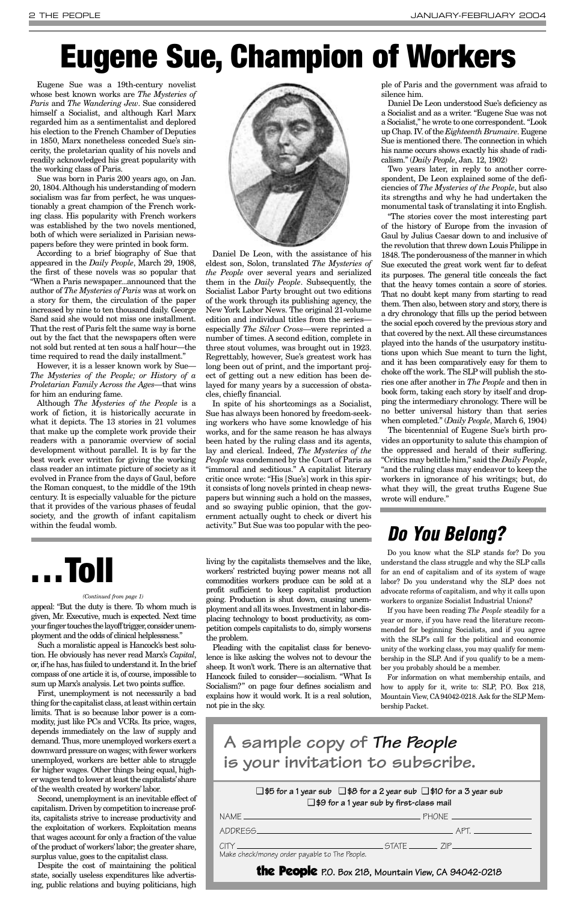# Eugene Sue, Champion of Workers

Eugene Sue was a 19th-century novelist whose best known works are *The Mysteries of Paris* and *The Wandering Jew*. Sue considered himself a Socialist, and although Karl Marx regarded him as a sentimentalist and deplored his election to the French Chamber of Deputies in 1850, Marx nonetheless conceded Sue's sincerity, the proletarian quality of his novels and readily acknowledged his great popularity with the working class of Paris.

Sue was born in Paris 200 years ago, on Jan. 20, 1804. Although his understanding of modern socialism was far from perfect, he was unquestionably a great champion of the French working class. His popularity with French workers was established by the two novels mentioned, both of which were serialized in Parisian newspapers before they were printed in book form.

According to a brief biography of Sue that appeared in the *Daily People*, March 29, 1908, the first of these novels was so popular that "When a Paris newspaper...announced that the author of *The Mysteries of Paris* was at work on a story for them, the circulation of the paper increased by nine to ten thousand daily. George Sand said she would not miss one installment. That the rest of Paris felt the same way is borne out by the fact that the newspapers often were not sold but rented at ten sous a half hour—the time required to read the daily installment."

However, it is a lesser known work by Sue—*The Mysteries of the People; or History of a Proletarian Family Across the Ages*—that wins for him an enduring fame.

Although *The Mysteries of the People* is a work of fiction, it is historically accurate in what it depicts. The 13 stories in 21 volumes that make up the complete work provide their readers with a panoramic overview of social development without parallel. It is by far the best work ever written for giving the working class reader an intimate picture of society as it evolved in France from the days of Gaul, before the Roman conquest, to the middle of the 19th century. It is especially valuable for the picture that it provides of the various phases of feudal society, and the growth of infant capitalism within the feudal womb.

Daniel De Leon, with the assistance of his eldest son, Solon, translated *The Mysteries of the People* over several years and serialized them in the *Daily People*. Subsequently, the Socialist Labor Party brought out two editions of the work through its publishing agency, the New York Labor News. The original 21-volume edition and individual titles from the series—especially *The Silver Cross*—were reprinted a number of times. A second edition, complete in three stout volumes, was brought out in 1923. Regrettably, however, Sue's greatest work has long been out of print, and the important project of getting out a new edition has been delayed for many years by a succession of obstacles, chiefly financial.

In spite of his shortcomings as a Socialist, Sue has always been honored by freedom-seeking workers who have some knowledge of his works, and for the same reason he has always been hated by the ruling class and its agents, lay and clerical. Indeed, *The Mysteries of the People* was condemned by the Court of Paris as "immoral and seditious." A capitalist literary critic once wrote: "His [Sue's] work in this spirit consists of long novels printed in cheap newspapers but winning such a hold on the masses, and so swaying public opinion, that the government actually ought to check or divert his activity." But Sue was too popular with the people of Paris and the government was afraid to silence him.

Daniel De Leon understood Sue's deficiency as a Socialist and as a writer. "Eugene Sue was not a Socialist," he wrote to one correspondent. "Look up Chap. IV. of the *Eighteenth Brumaire*. Eugene Sue is mentioned there. The connection in which his name occurs shows exactly his shade of radicalism." (*Daily People*, Jan. 12, 1902)

Two years later, in reply to another correspondent, De Leon explained some of the deficiencies of *The Mysteries of the People*, but also its strengths and why he had undertaken the monumental task of translating it into English.

"The stories cover the most interesting part of the history of Europe from the invasion of Gaul by Julius Caesar down to and inclusive of the revolution that threw down Louis Philippe in 1848. The ponderousness of the manner in which Sue executed the great work went far to defeat its purposes. The general title conceals the fact that the heavy tomes contain a score of stories. That no doubt kept many from starting to read them. Then also, between story and story, there is a dry chronology that fills up the period between the social epoch covered by the previous story and that covered by the next. All these circumstances played into the hands of the usurpatory institutions upon which Sue meant to turn the light, and it has been comparatively easy for them to choke off the work. The SLP will publish the stories one after another in *The People* and then in book form, taking each story by itself and dropping the intermediary chronology. There will be no better universal history than that series when completed." (*Daily People*, March 6, 1904)

The bicentennial of Eugene Sue's birth provides an opportunity to salute this champion of the oppressed and herald of their suffering. "Critics may belittle him," said the *Daily People*, "and the ruling class may endeavor to keep the workers in ignorance of his writings; but, do what they will, the great truths Eugene Sue wrote will endure."

# . . . Toll

*(Continued from page 1)*

appeal: "But the duty is there. To whom much is given, Mr. Executive, much is expected. Next time your finger touches the layoff trigger, consider unemployment and the odds of clinical helplessness."

Such a moralistic appeal is Hancock's best solution. He obviously has never read Marx's *Capital*, or, if he has, has failed to understand it. In the brief compass of one article it is, of course, impossible to sum up Marx's analysis. Let two points suffice.

First, unemployment is not necessarily a bad thing for the capitalist class, at least within certain limits. That is so because labor power is a commodity, just like PCs and VCRs. Its price, wages, depends immediately on the law of supply and demand. Thus, more unemployed workers exert a downward pressure on wages; with fewer workers unemployed, workers are better able to struggle for higher wages. Other things being equal, higher wages tend to lower at least the capitalists' share of the wealth created by workers' labor.

Second, unemployment is an inevitable effect of capitalism. Driven by competition to increase profits, capitalists strive to increase productivity and the exploitation of workers. Exploitation means that wages account for only a fraction of the value of the product of workers' labor; the greater share, surplus value, goes to the capitalist class.

Despite the cost of maintaining the political state, socially useless expenditures like advertising, public relations and buying politicians, high living by the capitalists themselves and the like, workers' restricted buying power means not all commodities workers produce can be sold at a profit sufficient to keep capitalist production going. Production is shut down, causing unemployment and all its woes. Investment in labor-displacing technology to boost productivity, as competition compels capitalists to do, simply worsens the problem.

Pleading with the capitalist class for benevolence is like asking the wolves not to devour the sheep. It won't work. There is an alternative that Hancock failed to consider—socialism. "What Is Socialism?" on page four defines socialism and explains how it would work. It is a real solution, not pie in the sky.

## Do You Belong?

Do you know what the SLP stands for? Do you understand the class struggle and why the SLP calls for an end of capitalism and of its system of wage labor? Do you understand why the SLP does not advocate reforms of capitalism, and why it calls upon workers to organize Socialist Industrial Unions?

If you have been reading *The People* steadily for a year or more, if you have read the literature recommended for beginning Socialists, and if you agree with the SLP's call for the political and economic unity of the working class, you may qualify for membership in the SLP. And if you qualify to be a member you probably should be a member.

For information on what membership entails, and how to apply for it, write to: SLP, P.O. Box 218, Mountain View, CA 94042-0218. Ask for the SLP Membership Packet.

## A sample copy of *The People* is your invitation to subscribe.

☐ $5 for a 1 year sub ☐ $8 for a 2 year sub ☐ $10 for a 3 year sub
☐ $9 for a 1 year sub by first-class mail

NAME ____________ PHONE ____________

ADDRESS ____________ APT. ____________

CITY ____________ STATE ______ ZIP ______

Make check/money order payable to The People.

**the People** P.O. Box 218, Mountain View, CA 94042-0218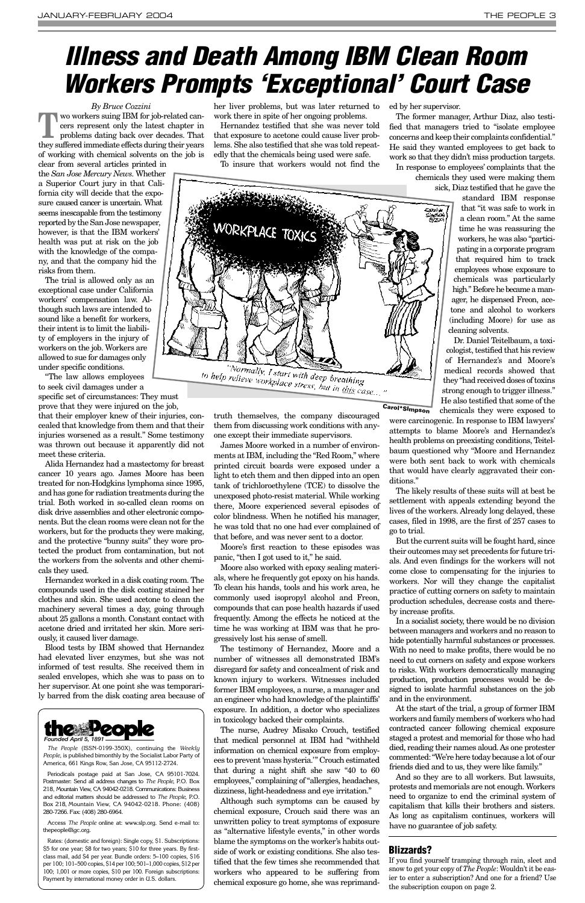# Illness and Death Among IBM Clean Room Workers Prompts 'Exceptional' Court Case

*By Bruce Cozzini*

Two workers suing IBM for job-related cancers represent only the latest chapter in problems dating back over decades. That they suffered immediate effects during their years of working with chemical solvents on the job is clear from several articles printed in the *San Jose Mercury News*. Whether a Superior Court jury in that California city will decide that the exposure caused cancer is uncertain. What seems inescapable from the testimony reported by the San Jose newspaper, however, is that the IBM workers' health was put at risk on the job with the knowledge of the company, and that the company hid the risks from them.

The trial is allowed only as an exceptional case under California workers' compensation law. Although such laws are intended to sound like a benefit for workers, their intent is to limit the liability of employers in the injury of workers on the job. Workers are allowed to sue for damages only under specific conditions.

"The law allows employees to seek civil damages under a specific set of circumstances: They must prove that they were injured on the job, that their employer knew of their injuries, concealed that knowledge from them and that their injuries worsened as a result." Some testimony was thrown out because it apparently did not meet these criteria.

Alida Hernandez had a mastectomy for breast cancer 10 years ago. James Moore has been treated for non-Hodgkins lymphoma since 1995, and has gone for radiation treatments during the trial. Both worked in so-called clean rooms on disk drive assemblies and other electronic components. But the clean rooms were clean not for the workers, but for the products they were making, and the protective "bunny suits" they wore protected the product from contamination, but not the workers from the solvents and other chemicals they used.

Hernandez worked in a disk coating room. The compounds used in the disk coating stained her clothes and skin. She used acetone to clean the machinery several times a day, going through about 25 gallons a month. Constant contact with acetone dried and irritated her skin. More seriously, it caused liver damage.

Blood tests by IBM showed that Hernandez had elevated liver enzymes, but she was not informed of test results. She received them in sealed envelopes, which she was to pass on to her supervisor. At one point she was temporarily barred from the disk coating area because of her liver problems, but was later returned to work there in spite of her ongoing problems.

Hernandez testified that she was never told that exposure to acetone could cause liver problems. She also testified that she was told repeatedly that the chemicals being used were safe.

To insure that workers would not find the truth themselves, the company discouraged them from discussing work conditions with anyone except their immediate supervisors.

"Normally, I start with deep breathing to help relieve workplace stress, but in *this* case..."

Carol*Simpson

James Moore worked in a number of environments at IBM, including the "Red Room," where printed circuit boards were exposed under a light to etch them and then dipped into an open tank of trichloroethylene (TCE) to dissolve the unexposed photo-resist material. While working there, Moore experienced several episodes of color blindness. When he notified his manager, he was told that no one had ever complained of that before, and was never sent to a doctor.

Moore's first reaction to these episodes was panic, "then I got used to it," he said.

Moore also worked with epoxy sealing materials, where he frequently got epoxy on his hands. To clean his hands, tools and his work area, he commonly used isopropyl alcohol and Freon, compounds that can pose health hazards if used frequently. Among the effects he noticed at the time he was working at IBM was that he progressively lost his sense of smell.

The testimony of Hernandez, Moore and a number of witnesses all demonstrated IBM's disregard for safety and concealment of risk and known injury to workers. Witnesses included former IBM employees, a nurse, a manager and an engineer who had knowledge of the plaintiffs' exposure. In addition, a doctor who specializes in toxicology backed their complaints.

The nurse, Audrey Misako Crouch, testified that medical personnel at IBM had "withheld information on chemical exposure from employees to prevent 'mass hysteria.'" Crouch estimated that during a night shift she saw "40 to 60 employees," complaining of "allergies, headaches, dizziness, light-headedness and eye irritation."

Although such symptoms can be caused by chemical exposure, Crouch said there was an unwritten policy to treat symptoms of exposure as "alternative lifestyle events," in other words blame the symptoms on the worker's habits outside of work or existing conditions. She also testified that the few times she recommended that workers who appeared to be suffering from chemical exposure go home, she was reprimanded by her supervisor.

The former manager, Arthur Diaz, also testified that managers tried to "isolate employee concerns and keep their complaints confidential." He said they wanted employees to get back to work so that they didn't miss production targets.

In response to employees' complaints that the chemicals they used were making them sick, Diaz testified that he gave the standard IBM response that "it was safe to work in a clean room." At the same time he was reassuring the workers, he was also "participating in a corporate program that required him to track employees whose exposure to chemicals was particularly high." Before he became a manager, he dispensed Freon, acetone and alcohol to workers (including Moore) for use as cleaning solvents.

Dr. Daniel Teitelbaum, a toxicologist, testified that his review of Hernandez's and Moore's medical records showed that they "had received doses of toxins strong enough to trigger illness." He also testified that some of the chemicals they were exposed to were carcinogenic. In response to IBM lawyers' attempts to blame Moore's and Hernandez's health problems on preexisting conditions, Teitelbaum questioned why "Moore and Hernandez were both sent back to work with chemicals that would have clearly aggravated their conditions."

The likely results of these suits will at best be settlement with appeals extending beyond the lives of the workers. Already long delayed, these cases, filed in 1998, are the first of 257 cases to go to trial.

But the current suits will be fought hard, since their outcomes may set precedents for future trials. And even findings for the workers will not come close to compensating for the injuries to workers. Nor will they change the capitalist practice of cutting corners on safety to maintain production schedules, decrease costs and thereby increase profits.

In a socialist society, there would be no division between managers and workers and no reason to hide potentially harmful substances or processes. With no need to make profits, there would be no need to cut corners on safety and expose workers to risks. With workers democratically managing production, production processes would be designed to isolate harmful substances on the job and in the environment.

At the start of the trial, a group of former IBM workers and family members of workers who had contracted cancer following chemical exposure staged a protest and memorial for those who had died, reading their names aloud. As one protester commented: "We're here today because a lot of our friends died and to us, they were like family."

And so they are to all workers. But lawsuits, protests and memorials are not enough. Workers need to organize to end the criminal system of capitalism that kills their brothers and sisters. As long as capitalism continues, workers will have no guarantee of job safety.

---

**the People**
*Founded April 5, 1891*

*The People* (ISSN-0199-350X), continuing the *Weekly People*, is published bimonthly by the Socialist Labor Party of America, 661 Kings Row, San Jose, CA 95112-2724.

Periodicals postage paid at San Jose, CA 95101-7024. Postmaster: Send all address changes to *The People*, P.O. Box 218, Mountain View, CA 94042-0218. Communications: Business and editorial matters should be addressed to *The People*, P.O. Box 218, Mountain View, CA 94042-0218. Phone: (408) 280-7266. Fax: (408) 280-6964.

Access *The People* online at: www.slp.org. Send e-mail to: thepeople@igc.org.

Rates: (domestic and foreign): Single copy, $1. Subscriptions: $5 for one year; $8 for two years; $10 for three years. By first-class mail, add $4 per year. Bundle orders: 5–100 copies, $16 per 100; 101–500 copies, $14 per 100; 501–1,000 copies, $12 per 100; 1,001 or more copies, $10 per 100. Foreign subscriptions: Payment by international money order in U.S. dollars.

---

## Blizzards?

If you find yourself tramping through rain, sleet and snow to get your copy of *The People*: Wouldn't it be easier to enter a subscription? And one for a friend? Use the subscription coupon on page 2.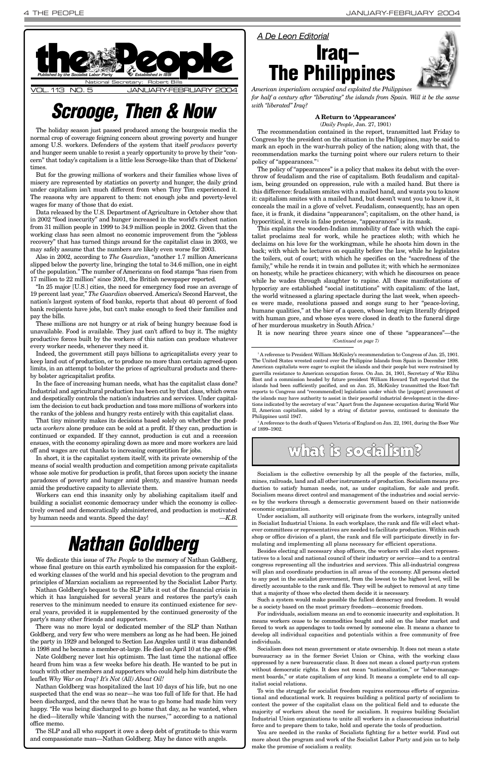# the People

*Published by the Socialist Labor Party* — *Established in 1891*

National Secretary: Robert Bills

VOL. 113 NO. 5 — JANUARY-FEBRUARY 2004

# Scrooge, Then & Now

The holiday season just passed produced among the bourgeois media the normal crop of coverage feigning concern about growing poverty and hunger among U.S. workers. Defenders of the system that itself *produces* poverty and hunger seem unable to resist a yearly opportunity to prove by their "concern" that today's capitalism is a little less Scrooge-like than that of Dickens' times.

But for the growing millions of workers and their families whose lives of misery are represented by statistics on poverty and hunger, the daily grind under capitalism isn't much different from when Tiny Tim experienced it. The reasons why are apparent to them: not enough jobs and poverty-level wages for many of those that do exist.

Data released by the U.S. Department of Agriculture in October show that in 2002 "food insecurity" and hunger increased in the world's richest nation from 31 million people in 1999 to 34.9 million people in 2002. Given that the working class has seen almost no economic improvement from the "jobless recovery" that has turned things around for the capitalist class in 2003, we may safely assume that the numbers are likely even worse for 2003.

Also in 2002, according to *The Guardian*, "another 1.7 million Americans slipped below the poverty line, bringing the total to 34.6 million, one in eight of the population." The number of Americans on food stamps "has risen from 17 million to 22 million" since 2001, the British newspaper reported.

"In 25 major [U.S.] cities, the need for emergency food rose an average of 19 percent last year," *The Guardian* observed. America's Second Harvest, the nation's largest system of food banks, reports that about 40 percent of food bank recipients have jobs, but can't make enough to feed their families and pay the bills.

These millions are not hungry or at risk of being hungry because food is unavailable. Food is available. They just can't afford to buy it. The mighty productive forces built by the workers of this nation can produce whatever every worker needs, whenever they need it.

Indeed, the government still pays billions to agricapitalists every year to keep land out of production, or to produce no more than certain agreed-upon limits, in an attempt to bolster the prices of agricultural products and thereby bolster agricapitalist profits.

In the face of increasing human needs, what has the capitalist class done? Industrial and agricultural production has been cut by that class, which owns and despotically controls the nation's industries and services. Under capitalism the decision to cut back production and toss more millions of workers into the ranks of the jobless and hungry rests entirely with this capitalist class.

That tiny minority makes its decisions based solely on whether the products *workers* alone produce can be sold at a profit. If they can, production is continued or expanded. If they cannot, production is cut and a recession ensues, with the economy spiraling down as more and more workers are laid off and wages are cut thanks to increasing competition for jobs.

In short, it is the capitalist system itself, with its private ownership of the means of social wealth production and competition among private capitalists whose sole motive for production is profit, that forces upon society the insane paradoxes of poverty and hunger amid plenty, and massive human needs amid the productive capacity to alleviate them.

Workers can end this insanity only by abolishing capitalism itself and building a socialist economic democracy under which the economy is collectively owned and democratically administered, and production is motivated by human needs and wants. Speed the day! —*K.B.*

# Nathan Goldberg

We dedicate this issue of *The People* to the memory of Nathan Goldberg, whose final gesture on this earth symbolized his compassion for the exploited working classes of the world and his special devotion to the program and principles of Marxian socialism as represented by the Socialist Labor Party.

Nathan Goldberg's bequest to the SLP lifts it out of the financial crisis in which it has languished for several years and restores the party's cash reserves to the minimum needed to ensure its continued existence for several years, provided it is supplemented by the continued generosity of the party's many other friends and supporters.

There was no more loyal or dedicated member of the SLP than Nathan Goldberg, and very few who were members as long as he had been. He joined the party in 1929 and belonged to Section Los Angeles until it was disbanded in 1998 and he became a member-at-large. He died on April 10 at the age of 98.

Nate Goldberg never lost his optimism. The last time the national office heard from him was a few weeks before his death. He wanted to be put in touch with other members and supporters who could help him distribute the leaflet *Why War on Iraq? It's Not (All) About Oil!*

Nathan Goldberg was hospitalized the last 10 days of his life, but no one suspected that the end was so near—he was too full of life for that. He had been discharged, and the news that he was to go home had made him very happy. "He was being discharged to go home that day, as he wanted, when he died—literally while 'dancing with the nurses,'" according to a national office memo.

The SLP and all who support it owe a deep debt of gratitude to this warm and compassionate man—Nathan Goldberg. May he dance with angels.

*A De Leon Editorial*

# Iraq– The Philippines

*American imperialism occupied and exploited the Philippines for half a century after "liberating" the islands from Spain. Will it be the same with "liberated" Iraq?*

### A Return to 'Appearances'

(*Daily People*, Jan. 27, 1901)

The recommendation contained in the report, transmitted last Friday to Congress by the president on the situation in the Philippines, may be said to mark an epoch in the war-hurrah policy of the nation; along with that, the recommendation marks the turning point where our rulers return to their policy of "appearances."[1]

The policy of "appearances" is a policy that makes its debut with the overthrow of feudalism and the rise of capitalism. Both feudalism and capitalism, being grounded on oppression, rule with a mailed hand. But there is this difference: feudalism smites with a mailed hand, and wants you to know it: capitalism smites with a mailed hand, but doesn't want you to know it, it conceals the mail in a glove of velvet. Feudalism, consequently, has an open face, it is frank, it disdains "appearances"; capitalism, on the other hand, is hypocritical, it revels in false pretense, "appearances" is its mask.

This explains the wooden-Indian immobility of face with which the capitalist proclaims zeal for work, while he practices sloth; with which he declaims on his love for the workingman, while he shoots him down in the back; with which he lectures on equality before the law, while he legislates the toilers, out of court; with which he specifies on the "sacredness of the family," while he rends it in twain and pollutes it; with which he sermonizes on honesty, while he practices chicanery; with which he discourses on peace while he wades through slaughter to rapine. All these manifestations of hypocrisy are established "social institutions" with capitalism: of the last, the world witnessed a glaring spectacle during the last week, when speeches were made, resolutions passed and songs sung to her "peace-loving, humane qualities," at the bier of a queen, whose long reign literally dripped with human gore, and whose eyes were closed in death to the funeral dirge of her murderous musketry in South Africa.[2]

It is now nearing three years since one of these "appearances"—the

*(Continued on page 7)*

[1] A reference to President William McKinley's recommendation to Congress of Jan. 25, 1901. The United States wrested control over the Philippine Islands from Spain in December 1898. American capitalists were eager to exploit the islands and their people but were restrained by guerrilla resistance to American occupation forces. On Jan. 24, 1901, Secretary of War Elihu Root and a commission headed by future president William Howard Taft reported that the islands had been sufficiently pacified, and on Jan. 25, McKinley transmitted the Root-Taft reports to Congress and "recommend[ed] legislation under which the [puppet] government of the islands may have authority to assist in their peaceful industrial development in the directions indicated by the secretary of war." Apart from the Japanese occupation during World War II, American capitalism, aided by a string of dictator pawns, continued to dominate the Philippines until 1947.

[2] A reference to the death of Queen Victoria of England on Jan. 22, 1901, during the Boer War of 1899–1902.

## what is socialism?

Socialism is the collective ownership by all the people of the factories, mills, mines, railroads, land and all other instruments of production. Socialism means production to satisfy human needs, not, as under capitalism, for sale and profit. Socialism means direct control and management of the industries and social services by the workers through a democratic government based on their nationwide economic organization.

Under socialism, all authority will originate from the workers, integrally united in Socialist Industrial Unions. In each workplace, the rank and file will elect whatever committees or representatives are needed to facilitate production. Within each shop or office division of a plant, the rank and file will participate directly in formulating and implementing all plans necessary for efficient operations.

Besides electing all necessary shop officers, the workers will also elect representatives to a local and national council of their industry or service—and to a central congress representing all the industries and services. This all-industrial congress will plan and coordinate production in all areas of the economy. All persons elected to any post in the socialist government, from the lowest to the highest level, will be directly accountable to the rank and file. They will be subject to removal at any time that a majority of those who elected them decide it is necessary.

Such a system would make possible the fullest democracy and freedom. It would be a society based on the most primary freedom—economic freedom.

For individuals, socialism means an end to economic insecurity and exploitation. It means workers cease to be commodities bought and sold on the labor market and forced to work as appendages to tools owned by someone else. It means a chance to develop all individual capacities and potentials within a free community of free individuals.

Socialism does not mean government or state ownership. It does not mean a state bureaucracy as in the former Soviet Union or China, with the working class oppressed by a new bureaucratic class. It does not mean a closed party-run system without democratic rights. It does not mean "nationalization," or "labor-management boards," or state capitalism of any kind. It means a complete end to all capitalist social relations.

To win the struggle for socialist freedom requires enormous efforts of organizational and educational work. It requires building a political party of socialism to contest the power of the capitalist class on the political field and to educate the majority of workers about the need for socialism. It requires building Socialist Industrial Union organizations to unite all workers in a classconscious industrial force and to prepare them to take, hold and operate the tools of production.

You are needed in the ranks of Socialists fighting for a better world. Find out more about the program and work of the Socialist Labor Party and join us to help make the promise of socialism a reality.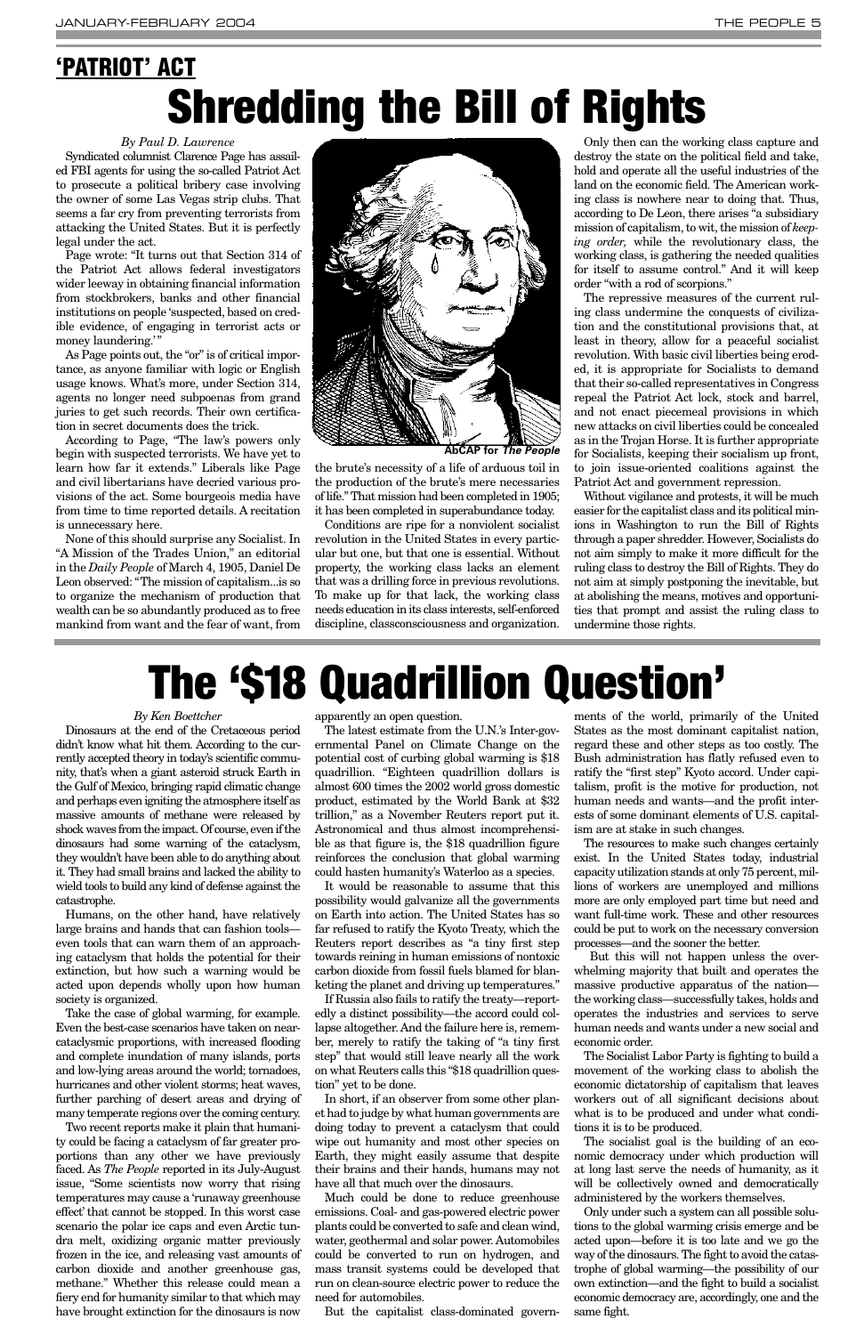## 'PATRIOT' ACT

# Shredding the Bill of Rights

*By Paul D. Lawrence*

Syndicated columnist Clarence Page has assailed FBI agents for using the so-called Patriot Act to prosecute a political bribery case involving the owner of some Las Vegas strip clubs. That seems a far cry from preventing terrorists from attacking the United States. But it is perfectly legal under the act.

Page wrote: "It turns out that Section 314 of the Patriot Act allows federal investigators wider leeway in obtaining financial information from stockbrokers, banks and other financial institutions on people 'suspected, based on credible evidence, of engaging in terrorist acts or money laundering.'"

As Page points out, the "or" is of critical importance, as anyone familiar with logic or English usage knows. What's more, under Section 314, agents no longer need subpoenas from grand juries to get such records. Their own certification in secret documents does the trick.

According to Page, "The law's powers only begin with suspected terrorists. We have yet to learn how far it extends." Liberals like Page and civil libertarians have decried various provisions of the act. Some bourgeois media have from time to time reported details. A recitation is unnecessary here.

None of this should surprise any Socialist. In "A Mission of the Trades Union," an editorial in the *Daily People* of March 4, 1905, Daniel De Leon observed: "The mission of capitalism...is so to organize the mechanism of production that wealth can be so abundantly produced as to free mankind from want and the fear of want, from the brute's necessity of a life of arduous toil in the production of the brute's mere necessaries of life." That mission had been completed in 1905; it has been completed in superabundance today.

AbCAP for *The People*

Conditions are ripe for a nonviolent socialist revolution in the United States in every particular but one, but that one is essential. Without property, the working class lacks an element that was a drilling force in previous revolutions. To make up for that lack, the working class needs education in its class interests, self-enforced discipline, classconsciousness and organization.

Only then can the working class capture and destroy the state on the political field and take, hold and operate all the useful industries of the land on the economic field. The American working class is nowhere near to doing that. Thus, according to De Leon, there arises "a subsidiary mission of capitalism, to wit, the mission of *keeping order,* while the revolutionary class, the working class, is gathering the needed qualities for itself to assume control." And it will keep order "with a rod of scorpions."

The repressive measures of the current ruling class undermine the conquests of civilization and the constitutional provisions that, at least in theory, allow for a peaceful socialist revolution. With basic civil liberties being eroded, it is appropriate for Socialists to demand that their so-called representatives in Congress repeal the Patriot Act lock, stock and barrel, and not enact piecemeal provisions in which new attacks on civil liberties could be concealed as in the Trojan Horse. It is further appropriate for Socialists, keeping their socialism up front, to join issue-oriented coalitions against the Patriot Act and government repression.

Without vigilance and protests, it will be much easier for the capitalist class and its political minions in Washington to run the Bill of Rights through a paper shredder. However, Socialists do not aim simply to make it more difficult for the ruling class to destroy the Bill of Rights. They do not aim at simply postponing the inevitable, but at abolishing the means, motives and opportunities that prompt and assist the ruling class to undermine those rights.

# The '$18 Quadrillion Question'

*By Ken Boettcher*

Dinosaurs at the end of the Cretaceous period didn't know what hit them. According to the currently accepted theory in today's scientific community, that's when a giant asteroid struck Earth in the Gulf of Mexico, bringing rapid climatic change and perhaps even igniting the atmosphere itself as massive amounts of methane were released by shock waves from the impact. Of course, even if the dinosaurs had some warning of the cataclysm, they wouldn't have been able to do anything about it. They had small brains and lacked the ability to wield tools to build any kind of defense against the catastrophe.

Humans, on the other hand, have relatively large brains and hands that can fashion tools—even tools that can warn them of an approaching cataclysm that holds the potential for their extinction, but how such a warning would be acted upon depends wholly upon how human society is organized.

Take the case of global warming, for example. Even the best-case scenarios have taken on near-cataclysmic proportions, with increased flooding and complete inundation of many islands, ports and low-lying areas around the world; tornadoes, hurricanes and other violent storms; heat waves, further parching of desert areas and drying of many temperate regions over the coming century.

Two recent reports make it plain that humanity could be facing a cataclysm of far greater proportions than any other we have previously faced. As *The People* reported in its July-August issue, "Some scientists now worry that rising temperatures may cause a 'runaway greenhouse effect' that cannot be stopped. In this worst case scenario the polar ice caps and even Arctic tundra melt, oxidizing organic matter previously frozen in the ice, and releasing vast amounts of carbon dioxide and another greenhouse gas, methane." Whether this release could mean a fiery end for humanity similar to that which may have brought extinction for the dinosaurs is now apparently an open question.

The latest estimate from the U.N.'s Inter-governmental Panel on Climate Change on the potential cost of curbing global warming is $18 quadrillion. "Eighteen quadrillion dollars is almost 600 times the 2002 world gross domestic product, estimated by the World Bank at $32 trillion," as a November Reuters report put it. Astronomical and thus almost incomprehensible as that figure is, the $18 quadrillion figure reinforces the conclusion that global warming could hasten humanity's Waterloo as a species.

It would be reasonable to assume that this possibility would galvanize all the governments on Earth into action. The United States has so far refused to ratify the Kyoto Treaty, which the Reuters report describes as "a tiny first step towards reining in human emissions of nontoxic carbon dioxide from fossil fuels blamed for blanketing the planet and driving up temperatures."

If Russia also fails to ratify the treaty—reportedly a distinct possibility—the accord could collapse altogether. And the failure here is, remember, merely to ratify the taking of "a tiny first step" that would still leave nearly all the work on what Reuters calls this "$18 quadrillion question" yet to be done.

In short, if an observer from some other planet had to judge by what human governments are doing today to prevent a cataclysm that could wipe out humanity and most other species on Earth, they might easily assume that despite their brains and their hands, humans may not have all that much over the dinosaurs.

Much could be done to reduce greenhouse emissions. Coal- and gas-powered electric power plants could be converted to safe and clean wind, water, geothermal and solar power. Automobiles could be converted to run on hydrogen, and mass transit systems could be developed that run on clean-source electric power to reduce the need for automobiles.

But the capitalist class-dominated governments of the world, primarily of the United States as the most dominant capitalist nation, regard these and other steps as too costly. The Bush administration has flatly refused even to ratify the "first step" Kyoto accord. Under capitalism, profit is the motive for production, not human needs and wants—and the profit interests of some dominant elements of U.S. capitalism are at stake in such changes.

The resources to make such changes certainly exist. In the United States today, industrial capacity utilization stands at only 75 percent, millions of workers are unemployed and millions more are only employed part time but need and want full-time work. These and other resources could be put to work on the necessary conversion processes—and the sooner the better.

But this will not happen unless the overwhelming majority that built and operates the massive productive apparatus of the nation—the working class—successfully takes, holds and operates the industries and services to serve human needs and wants under a new social and economic order.

The Socialist Labor Party is fighting to build a movement of the working class to abolish the economic dictatorship of capitalism that leaves workers out of all significant decisions about what is to be produced and under what conditions it is to be produced.

The socialist goal is the building of an economic democracy under which production will at long last serve the needs of humanity, as it will be collectively owned and democratically administered by the workers themselves.

Only under such a system can all possible solutions to the global warming crisis emerge and be acted upon—before it is too late and we go the way of the dinosaurs. The fight to avoid the catastrophe of global warming—the possibility of our own extinction—and the fight to build a socialist economic democracy are, accordingly, one and the same fight.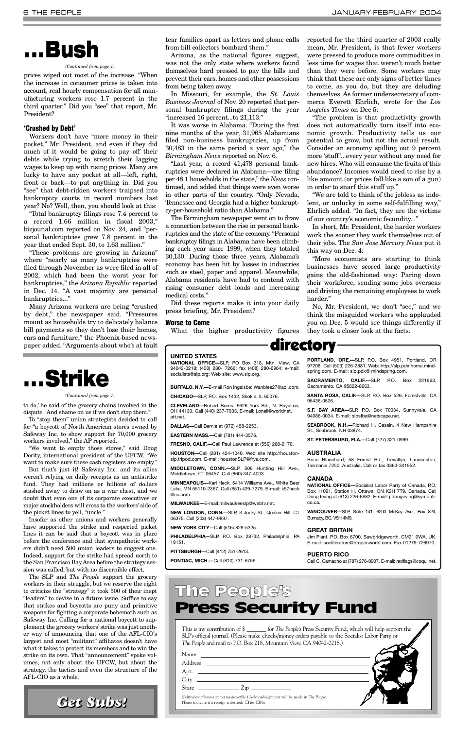# ...Bush

*(Continued from page 1)*

prices wiped out most of the increase. "When the increase in consumer prices is taken into account, real hourly compensation for all manufacturing workers rose 1.7 percent in the third quarter." Did you "see" that report, Mr. President?

### 'Crushed by Debt'

Workers don't have "more money in their pocket," Mr. President, and even if they did much of it would be going to pay off their debts while trying to stretch their lagging wages to keep up with rising prices. Many are lucky to have any pocket at all—left, right, front or back—to put anything in. Did you "see" that debt-ridden workers traipsed into bankruptcy courts in record numbers last year? No? Well, then, you should look at this:

"Total bankruptcy filings rose 7.4 percent to a record 1.66 million in fiscal 2003," bizjounal.com reported on Nov. 24, and "personal bankruptcies grew 7.8 percent in the year that ended Sept. 30, to 1.63 million."

"These problems are growing in Arizona" where "nearly as many bankruptcies were filed through November as were filed in all of 2002, which had been the worst year for bankruptcies," the *Arizona Republic* reported in Dec. 14. "A vast majority are personal bankruptcies..."

Many Arizona workers are being "crushed by debt," the newspaper said. "Pressures mount as households try to delicately balance bill payments so they don't lose their homes, cars and furniture," the Phoenix-based newspaper added. "Arguments about who's at fault tear families apart as letters and phone calls from bill collectors bombard them."

Arizona, as the national figures suggest, was not the only state where workers found themselves hard pressed to pay the bills and prevent their cars, homes and other possessions from being taken away.

In Missouri, for example, the *St. Louis Business Journal* of Nov. 20 reported that personal bankruptcy filings during the year "increased 16 percent...to 21,113."

It was worse in Alabama. "During the first nine months of the year, 31,965 Alabamians filed non-business bankruptcies, up from 30,483 in the same period a year ago," the *Birmingham News* reported on Nov. 6.

"Last year, a record 41,478 personal bankruptcies were declared in Alabama—one filing per 48.1 households in the state," the *News* continued, and added that things were even worse in other parts of the country. "Only Nevada, Tennessee and Georgia had a higher bankruptcy-per-household ratio than Alabama."

The Birmingham newspaper went on to draw a connection between the rise in personal bankruptcies and the state of the economy. "Personal bankruptcy filings in Alabama have been climbing each year since 1999, when they totaled 30,130. During those three years, Alabama's economy has been hit by losses in industries such as steel, paper and apparel. Meanwhile, Alabama residents have had to contend with rising consumer debt loads and increasing medical costs."

Did these reports make it into your daily press briefing, Mr. President?

### Worse to Come

What the higher productivity figures reported for the third quarter of 2003 really mean, Mr. President, is that fewer workers were pressed to produce more commodities in less time for wages that weren't much better than they were before. Some workers may think that these are only signs of better times to come, as you do, but they are deluding themselves. As former undersecretary of commerce Everett Ehrlich, wrote for the *Los Angeles Times* on Dec 5:

"The problem is that productivity growth does not automatically turn itself into economic growth. Productivity tells us our potential to grow, but not the actual result. Consider an economy spilling out 9 percent more 'stuff'...every year without any need for new hires. Who will consume the fruits of this abundance? Incomes would need to rise by a like amount (or prices fall like a son of a gun) in order to snarf this stuff up."

"We are told to think of the jobless as indolent, or unlucky in some self-fulfilling way," Ehrlich added. "In fact, they are the victims of our country's economic fecundity..."

In short, Mr. President, the harder workers work the sooner they work themselves out of their jobs. The *San Jose Mercury News* put it this way on Dec. 4:

"More economists are starting to think businesses have scored large productivity gains the old-fashioned way: Paring down their workforce, sending some jobs overseas and driving the remaining employees to work harder."

No, Mr. President, we don't "see," and we think the misguided workers who applauded you on Dec. 5 would see things differently if they took a closer look at the facts.

# ...Strike

*(Continued from page 1)*

to do,' he said of the grocery chains involved in the dispute. 'And shame on us if we don't stop them.'"

To "stop them" union strategists decided to call for "a boycott of North American stores owned by Safeway Inc. to show support for 70,000 grocery workers involved," the AP reported.

"We want to empty those stores," said Doug Dority, international president of the UFCW. "We want to make sure these cash registers are empty."

But that's just it! Safeway Inc. and its allies weren't relying on daily receipts as an antistrike fund. They had millions or billions of dollars stashed away to draw on as a war chest, and we doubt that even one of its corporate executives or major stockholders will cross to the workers' side of the picket lines to yell, "uncle."

Insofar as other unions and workers generally have supported the strike and respected picket lines it can be said that a boycott was in place before the conference and that sympathetic workers didn't need 500 union leaders to suggest one. Indeed, support for the strike had spread north to the San Francisco Bay Area before the strategy session was called, but with no discernible effect.

The SLP and *The People* support the grocery workers in their struggle, but we reserve the right to criticize the "strategy" it took 500 of their inept "leaders" to devise in a future issue. Suffice to say that strikes and boycotts are puny and primitive weapons for fighting a corporate behemoth such as Safeway Inc. Calling for a national boycott to supplement the grocery workers' strike was just another way of announcing that one of the AFL-CIO's largest and most "militant" affiliates doesn't have what it takes to protect its members and to win the strike on its own. That "announcement" spoke volumes, not only about the UFCW, but about the strategy, the tactics and even the structure of the AFL-CIO as a whole.

**Get Subs!**

# directory

### UNITED STATES

**NATIONAL OFFICE—**SLP, PO Box 218, Mtn. View, CA 94042-0218; (408) 280- 7266; fax (408) 280-6964; e-mail: socialists@slp.org; Web site: www.slp.org.

**BUFFALO, N.Y.—**E-mail Ron Ingalsbe: Wanblee27@aol.com.

**CHICAGO—**SLP, P.O. Box 1432, Skokie, IL 60076.

**CLEVELAND—**Robert Burns, 9626 York Rd., N. Royalton, OH 44133. Call (440) 237-7933. E-mail: j.oneil@worldnet.att.net.

**DALLAS—**Call Bernie at (972) 458-2253.

**EASTERN MASS.—**Call (781) 444-3576.

**FRESNO, CALIF.—**Call Paul Lawrence at (559) 268-2170.

**HOUSTON—**Call (281) 424-1040. Web site http://houstonslp.tripod.com. E-mail: houstonSLP@frys.com.

**MIDDLETOWN, CONN.—**SLP, 506 Hunting Hill Ave., Middletown, CT 06457. Call (860) 347-4003.

**MINNEAPOLIS—**Karl Heck, 5414 Williams Ave., White Bear Lake, MN 55110-2367. Call (651) 429-7279. E-mail: k57heck@cs.com.

**MILWAUKEE—**E-mail:milwaukeeslp@webtv.net.

**NEW LONDON, CONN.—**SLP, 3 Jodry St., Quaker Hill, CT 06375. Call (203) 447-9897.

**NEW YORK CITY—**Call (516) 829-5325.

**PHILADELPHIA—**SLP, P.O. Box 28732, Philadelphia, PA 19151.

**PITTSBURGH—**Call (412) 751-2613.

**PONTIAC, MICH.—**Call (810) 731-6756.

**PORTLAND, ORE.—**SLP, P.O. Box 4951, Portland, OR 97208. Call (503) 226-2881. Web: http://slp.pdx.home.mindspring.com. E-mail: slp.pdx@ mindspring.com.

**SACRAMENTO, CALIF.—**SLP, P.O. Box 221663, Sacramento, CA 95822-8663.

**SANTA ROSA, CALIF.—**SLP, P.O. Box 526, Forestville, CA 95436-0526.

**S.F. BAY AREA—**SLP, P.O. Box 70034, Sunnyvale, CA 94086-0034. E-mail: slpsfba@netscape.net.

**SEABROOK, N.H.—**Richard H. Cassin, 4 New Hampshire St., Seabrook, NH 03874.

**ST. PETERSBURG, FLA.—**Call (727) 321-0999.

### AUSTRALIA

Brian Blanchard, 58 Forest Rd., Trevallyn, Launceston, Tasmania 7250, Australia. Call or fax 0363-341952.

### CANADA

**NATIONAL OFFICE—**Socialist Labor Party of Canada, P.O. Box 11091, Station H, Ottawa, ON K2H 7T9, Canada. Call Doug Irving at (613) 226-6682. E-mail: j.dougirving@sympatico.ca.

**VANCOUVER—**SLP, Suite 141, 6200 McKay Ave., Box 824, Burnaby, BC, V5H 4M9.

### GREAT BRITAIN

Jim Plant, P.O. Box 6700, Sawbridgeworth, CM21 0WA, UK. E-mail: socliterature@btopenworld.com. Fax 01279-726970.

### PUERTO RICO

Call C. Camacho at (787) 276-0907. E-mail: redflags@coqui.net.

# The People's Press Security Fund

This is my contribution of $ _______ for *The People*'s Press Security Fund, which will help support the SLP's official journal. (Please make checks/money orders payable to the Socialist Labor Party or *The People* and mail to P.O. Box 218, Mountain View, CA 94042-0218.)

Name ______________________________

Address ______________________________

Apt. ______________________________

City ______________________________

State ____________ Zip ____________

(*Political contributions are not tax deductible.*) Acknowledgments will be made in *The People*. Please indicate if a receipt is desired: ❑Yes ❑No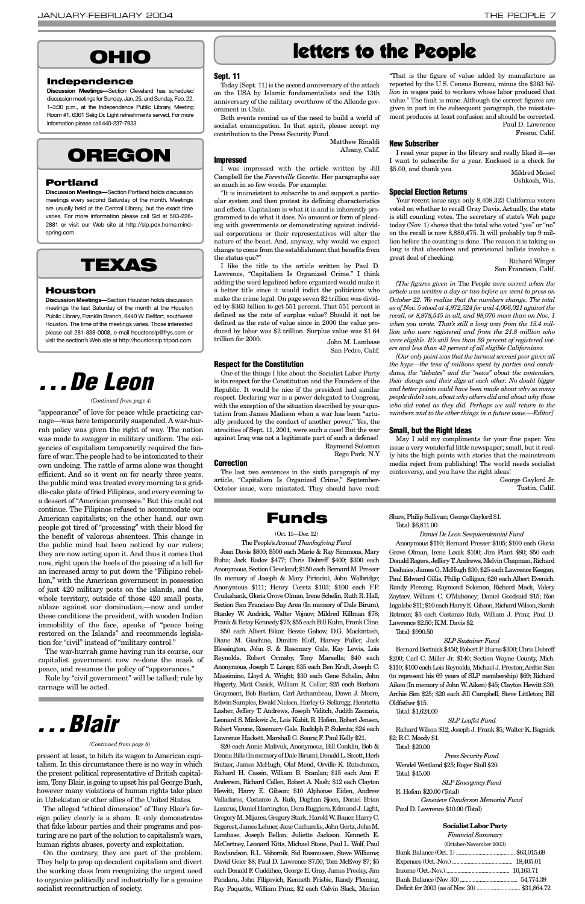# OHIO

### Independence

**Discussion Meetings**—Section Cleveland has scheduled discussion meetings for Sunday, Jan. 25, and Sunday, Feb. 22, 1–3:30 p.m., at the Independence Public Library, Meeting Room #1, 6361 Selig Dr. Light refreshments served. For more information please call 440-237-7933.

# OREGON

### Portland

**Discussion Meetings**—Section Portland holds discussion meetings every second Saturday of the month. Meetings are usually held at the Central Library, but the exact time varies. For more information please call Sid at 503-226-2881 or visit our Web site at http://slp.pdx.home.mindspring.com.

# TEXAS

### Houston

**Discussion Meetings**—Section Houston holds discussion meetings the last Saturday of the month at the Houston Public Library, Franklin Branch, 6440 W. Bellfort, southwest Houston. The time of the meetings varies. Those interested please call 281-838-0008, e-mail houstonslp@frys.com or visit the section's Web site at http://houstonslp.tripod.com.

# . . . De Leon

*(Continued from page 4)*

"appearance" of love for peace while practicing carnage—was here temporarily suspended. A war-hurrah policy was given the right of way. The nation was made to swagger in military uniform. The exigencies of capitalism temporarily required the fanfare of war. The people had to be intoxicated to their own undoing. The rattle of arms alone was thought efficient. And so it went on for nearly three years. the public mind was treated every morning to a griddle-cake plate of fried Filipinos, and every evening to a dessert of "American processes." But this could not continue. The Filipinos refused to accommodate our American capitalists; on the other hand, our own people got tired of "processing" with their blood for the benefit of valorous absentees. This change in the public mind had been noticed by our rulers; they are now acting upon it. And thus it comes that now, right upon the heels of the passing of a bill for an increased army to put down the "Filipino rebellion," with the American government in possession of just 420 military posts on the islands, and the whole territory, outside of those 420 small posts, ablaze against our domination,—now and under these conditions the president, with wooden Indian immobility of the face, speaks of "peace being restored on the Islands" and recommends legislation for "civil" instead of "military control."

The war-hurrah game having run its course, our capitalist government now re-dons the mask of peace, and resumes the policy of "appearances."

Rule by "civil government" will be talked; rule by carnage will be acted.

# . . . Blair

*(Continued from page 8)*

present at least, to hitch its wagon to American capitalism. In this circumstance there is no way in which the present political representative of British capitalism, Tony Blair, is going to upset his pal George Bush, however many violations of human rights take place in Uzbekistan or other allies of the United States.

The alleged "ethical dimension" of Tony Blair's foreign policy clearly is a sham. It only demonstrates that fake labour parties and their programs and posturing are no part of the solution to capitalism's wars, human rights abuses, poverty and exploitation.

On the contrary, they are part of the problem. They help to prop up decadent capitalism and divert the working class from recognizing the urgent need to organize politically and industrially for a genuine socialist reconstruction of society.

# letters to the People

### Sept. 11

Today [Sept. 11] is the second anniversary of the attack on the USA by Islamic fundamentalists and the 13th anniversary of the military overthrow of the Allende government in Chile.

Both events remind us of the need to build a world of socialist emancipation. In that spirit, please accept my contribution to the Press Security Fund.

Matthew Rinaldi
Albany, Calif.

### Impressed

I was impressed with the article written by Jill Campbell for the *Forestville Gazette*. Her paragraphs say so much in so few words. For example:

"It is inconsistent to subscribe to and support a particular system and then protest its defining characteristics and effects. Capitalism is what it is and is inherently programmed to do what it does. No amount or form of pleading with governments or demonstrating against individual corporations or their representatives will alter the nature of the beast. And, anyway, why would we expect change to come from the establishment that benefits from the status quo?"

I like the title to the article written by Paul D. Lawrence, "Capitalism Is Organized Crime." I think adding the word legalized before organized would make it a better title since it would indict the politicians who make the crime legal. On page seven $2 trillion was divided by $363 billion to get 551 percent. That 551 percent is defined as the rate of surplus value? Should it not be defined as the rate of value since in 2000 the value produced by labor was $2 trillion. Surplus value was $1.64 trillion for 2000.

John M. Lambase
San Pedro, Calif.

### Respect for the Constitution

One of the things I like about the Socialist Labor Party is its respect for the Constitution and the Founders of the Republic. It would be nice if the president had similar respect. Declaring war is a power delegated to Congress, with the exception of the situation described by your quotation from James Madison when a war has been "actually produced by the conduct of another power." Yes, the atrocities of Sept. 11, 2001, were such a case! But the war against Iraq was not a legitimate part of such a defense!

Raymond Solomon
Rego Park, N.Y

### Correction

The last two sentences in the sixth paragraph of my article, "Capitalism Is Organized Crime," September-October issue, were misstated. They should have read: "That is the figure of value added by manufacture as reported by the U.S. Census Bureau, minus the $363 *billion* in wages paid to workers whose labor produced that value." The fault is mine. Although the correct figures are given in part in the subsequent paragraph, the misstatement produces at least confusion and should be corrected.

Paul D. Lawrence
Fresno, Calif.

### New Subscriber

I read your paper in the library and really liked it—so I want to subscribe for a year. Enclosed is a check for $5.00, and thank you.

Mildred Meisel
Oshkosh, Wis.

### Special Election Returns

Your recent issue says only 8,408,323 California voters voted on whether to recall Gray Davis. Actually, the state is still counting votes. The secretary of state's Web page today (Nov. 1) shows that the total who voted "yes" or "no" on the recall is now 8,880,475. It will probably top 9 million before the counting is done. The reason it is taking so long is that absentees and provisional ballots involve a great deal of checking.

Richard Winger
San Francisco, Calif.

*[The figures given in* The People *were correct when the article was written a day or two before we went to press on October 22. We realize that the numbers change. The total as of Nov. 5 stood at 4,972,524 for and 4,006,021 against the recall, or 8,978,545 in all, and 98,070 more than on Nov. 1 when you wrote. That's still a long way from the 15.4 million who were registered and from the 21.8 million who were eligible. It's still less than 59 percent of registered voters and less than 42 percent of all eligible Californians.*

*[Our only point was that the turnout seemed poor given all the hype—the tens of millions spent by parties and candidates, the "debates" and the "news" about the contenders, their doings and their digs at each other. No doubt bigger and better points could have been made about why so many people didn't vote, about why others did and about why those who did voted as they did. Perhaps we will return to the numbers and to the other things in a future issue.—Editor]*

### Small, but the Right Ideas

May I add my compliments for your fine paper. You issue a very wonderful little newspaper; small, but it really hits the high points with stories that the mainstream media reject from publishing! The world needs socialist controversy, and you have the right ideas!

George Gaylord Jr.
Tustin, Calif.

# Funds

(Oct. 11—Dec. 12)

The People's *Annual Thanksgiving Fund*

Joan Davis $800; $500 each Marie & Ray Simmons, Mary Buha; Jack Radov $477; Chris Dobreff $400; $300 each Anonymous, Section Cleveland; $150 each Bernard M. Presser (In memory of Joseph & Mary Pirincin), John Walbridge; Anonymous $111; Henry Coretz $103; $100 each F.P. Cruikshank, Gloria Grove Olman, Irene Schelin, Ruth R. Hall, Section San Francisco Bay Area (In memory of Dale Birum), Stanley W. Andrick, Walter Vojnov; Mildred Killman $78; Frank & Betsy Kennedy $75; $55 each Bill Kuhn, Frank Cline.

$50 each Albert Bikar, Bessie Gabow, D.G. Mackintosh, Diane M. Giachino, Dimitre Eloff, Harvey Fuller, Jack Blessington, John S. & Rosemary Gale, Kay Lewis, Lois Reynolds, Robert Ormsby, Tony Marsella; $40 each Anonymous, Joseph T. Longo; $35 each Ben Kraft, Joseph C. Massimino, Lloyd A. Wright; $30 each Gene Schelin, John Hagerty, Matt Casick, William R. Collar; $25 each Barbara Graymont, Bob Bastian, Carl Archambeau, Dawn J. Moore, Edwin Samples, Ewald Nielsen, Harley G. Selkregg, Henrietta Lasher, Jeffery T. Andrews, Joseph Viditch, Judith Zaccaria, Leonard S. Minkwic Jr., Lois Kubit, R. Hofem, Robert Jensen, Robert Varone, Rosemary Gale, Rudolph P. Sulenta; $24 each Lawrence Hackett, Marshall G. Soura; F. Paul Kelly $21.

$20 each Annie Malivuk, Anonymous, Bill Conklin, Bob & Donna Bills (In memory of Dale Birum), Donald L. Scott, Herb Snitzer, James McHugh, Olaf Mend, Orville K. Rutschman, Richard H. Cassin, William B. Scanlan; $15 each Ann F. Anderson, Richard Callen, Robert A. Nash; $12 each Clayton Hewitt, Harry E. Gibson; $10 Alphonse Eiden, Andrew Valladares, Costanzo A. Rufo, Dagfinn Sjoen, Daniel Brian Lazarus, Daniel Harrington, Dora Ruggiero, Edmund J. Light, Gregory M. Mijares, Gregory Stark, Harold W. Bauer, Harry C. Segerest, James Lehner, Jane Cacharelis, John Gertz, John M. Lambase, Joseph Bellon, Juliette Jackson, Kenneth E. McCartney, Leonard Kitts, Michael Stone, Paul L. Wolf, Paul Rowlandson, R.L. Vobornik, Sid Rasmussen, Steve Williams; David Geier $8; Paul D. Lawrence $7.50; Tom McEvoy $7; $5 each Donald F. Cuddihee, George E. Gray, James Freeley, Jim Pandaru, John Filipovich, Kenneth Frisbie, Randy Fleming, Ray Paquette, William Prinz; $2 each Calvin Slack, Marian Shaw, Philip Sullivan; George Gaylord $1.

Total: $6,811.00

*Daniel De Leon Sesquicentennial Fund*

Anonymous $110; Bernard Presser $105; $100 each Gloria Grove Olman, Irene Louik $100; Jim Plant $80; $50 each Donald Rogers, Jeffery T. Andrews, Melvin Chapman, Richard Deshaies; James G. McHugh $30; $25 each Lawrence Keegan, Paul Edward Gillis, Philip Colligan; $20 each Albert Evenich, Randy Fleming, Raymond Solomon, Richard Mack, Valery Zaytsev, William C. O'Mahoney; Daniel Goodsaid $15; Ron Ingalsbe $11; $10 each Harry E. Gibson, Richard Wilson, Sarah Rotman; $5 each Costanzo Rufo, William J. Prinz; Paul D. Lawrence $2.50; K.M. Davis $2.

Total: $990.50

*SLP Sustainer Fund*

Bernard Bortnick $450; Robert P. Burns $300; Chris Dobreff $200; Carl C. Miller Jr. $140; Section Wayne County, Mich. $110; $100 each Lois Reynolds, Michael J. Preston; Archie Sim (to represent his 69 years of SLP membership) $69; Richard Aiken (In memory of John W. Aiken) $45; Clayton Hewitt $30; Archie Sim $25; $20 each Jill Campbell, Steve Littleton; Bill Oldfather $15.

Total: $1,624.00

*SLP Leaflet Fund*

Richard Wilson $12; Joseph J. Frank $5; Walter K. Bagnick $2; R.C. Moody $1.

Total: $20.00

*Press Security Fund*

Wendel Wettland $25; Roger Stoll $20.

Total: $45.00

*SLP Emergency Fund*

R. Hofem $20.00 (Total)

*Genevieve Gunderson Memorial Fund*

Paul D. Lawrence $10.00 (Total)

**Socialist Labor Party**

*Financial Summary*

(October-November 2003)

| | |
|---|---|
| Bank Balance (Oct. 1) | $63,015.69 |
| Expenses (Oct.-Nov.) | 18,405.01 |
| Income (Oct.-Nov.) | 10,163.71 |
| Bank Balance (Nov. 30) | 54,774.39 |
| Deficit for 2003 (as of Nov. 30) | $31,864.72 |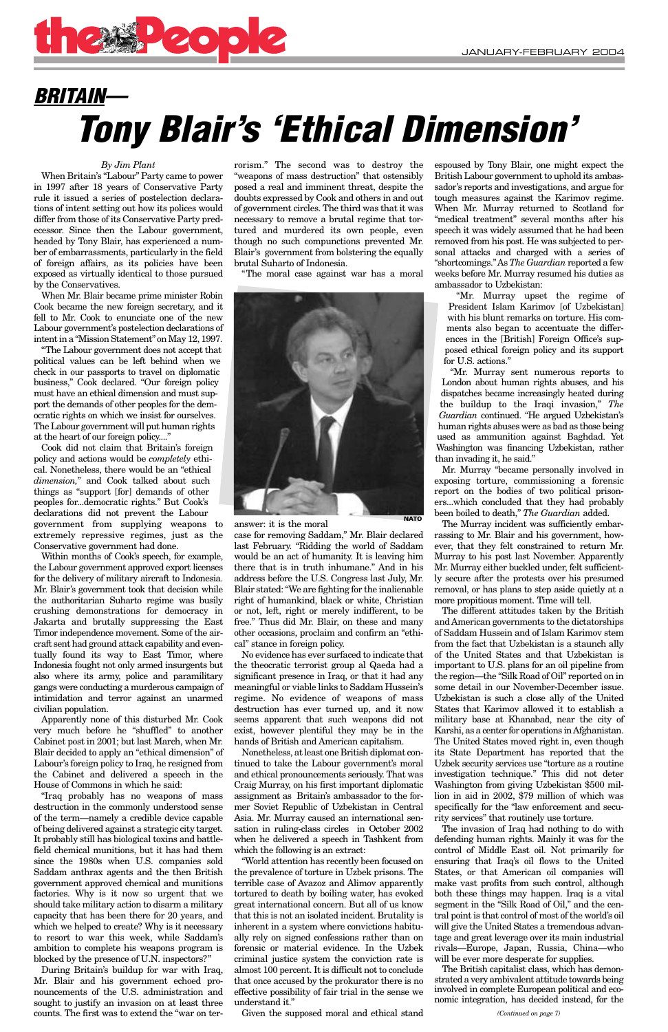## BRITAIN—

# Tony Blair's 'Ethical Dimension'

*By Jim Plant*

When Britain's "Labour" Party came to power in 1997 after 18 years of Conservative Party rule it issued a series of postelection declarations of intent setting out how its polices would differ from those of its Conservative Party predecessor. Since then the Labour government, headed by Tony Blair, has experienced a number of embarrassments, particularly in the field of foreign affairs, as its policies have been exposed as virtually identical to those pursued by the Conservatives.

When Mr. Blair became prime minister Robin Cook became the new foreign secretary, and it fell to Mr. Cook to enunciate one of the new Labour government's postelection declarations of intent in a "Mission Statement" on May 12, 1997.

"The Labour government does not accept that political values can be left behind when we check in our passports to travel on diplomatic business," Cook declared. "Our foreign policy must have an ethical dimension and must support the demands of other peoples for the democratic rights on which we insist for ourselves. The Labour government will put human rights at the heart of our foreign policy...."

Cook did not claim that Britain's foreign policy and actions would be *completely* ethical. Nonetheless, there would be an "ethical *dimension,*" and Cook talked about such things as "support [for] demands of other peoples for...democratic rights." But Cook's declarations did not prevent the Labour government from supplying weapons to extremely repressive regimes, just as the Conservative government had done.

Within months of Cook's speech, for example, the Labour government approved export licenses for the delivery of military aircraft to Indonesia. Mr. Blair's government took that decision while the authoritarian Suharto regime was busily crushing demonstrations for democracy in Jakarta and brutally suppressing the East Timor independence movement. Some of the aircraft sent had ground attack capability and eventually found its way to East Timor, where Indonesia fought not only armed insurgents but also where its army, police and paramilitary gangs were conducting a murderous campaign of intimidation and terror against an unarmed civilian population.

Apparently none of this disturbed Mr. Cook very much before he "shuffled" to another Cabinet post in 2001; but last March, when Mr. Blair decided to apply an "ethical dimension" of Labour's foreign policy to Iraq, he resigned from the Cabinet and delivered a speech in the House of Commons in which he said:

"Iraq probably has no weapons of mass destruction in the commonly understood sense of the term—namely a credible device capable of being delivered against a strategic city target. It probably still has biological toxins and battlefield chemical munitions, but it has had them since the 1980s when U.S. companies sold Saddam anthrax agents and the then British government approved chemical and munitions factories. Why is it now so urgent that we should take military action to disarm a military capacity that has been there for 20 years, and which we helped to create? Why is it necessary to resort to war this week, while Saddam's ambition to complete his weapons program is blocked by the presence of U.N. inspectors?"

During Britain's buildup for war with Iraq, Mr. Blair and his government echoed pronouncements of the U.S. administration and sought to justify an invasion on at least three counts. The first was to extend the "war on terrorism." The second was to destroy the "weapons of mass destruction" that ostensibly posed a real and imminent threat, despite the doubts expressed by Cook and others in and out of government circles. The third was that it was necessary to remove a brutal regime that tortured and murdered its own people, even though no such compunctions prevented Mr. Blair's government from bolstering the equally brutal Suharto of Indonesia.

"The moral case against war has a moral answer: it is the moral case for removing Saddam," Mr. Blair declared last February. "Ridding the world of Saddam would be an act of humanity. It is leaving him there that is in truth inhumane." And in his address before the U.S. Congress last July, Mr. Blair stated: "We are fighting for the inalienable right of humankind, black or white, Christian or not, left, right or merely indifferent, to be free." Thus did Mr. Blair, on these and many other occasions, proclaim and confirm an "ethical" stance in foreign policy.

No evidence has ever surfaced to indicate that the theocratic terrorist group al Qaeda had a significant presence in Iraq, or that it had any meaningful or viable links to Saddam Hussein's regime. No evidence of weapons of mass destruction has ever turned up, and it now seems apparent that such weapons did not exist, however plentiful they may be in the hands of British and American capitalism.

Nonetheless, at least one British diplomat continued to take the Labour government's moral and ethical pronouncements seriously. That was Craig Murray, on his first important diplomatic assignment as Britain's ambassador to the former Soviet Republic of Uzbekistan in Central Asia. Mr. Murray caused an international sensation in ruling-class circles in October 2002 when he delivered a speech in Tashkent from which the following is an extract:

"World attention has recently been focused on the prevalence of torture in Uzbek prisons. The terrible case of Avazov and Alimov apparently tortured to death by boiling water, has evoked great international concern. But all of us know that this is not an isolated incident. Brutality is inherent in a system where convictions habitually rely on signed confessions rather than on forensic or material evidence. In the Uzbek criminal justice system the conviction rate is almost 100 percent. It is difficult not to conclude that once accused by the prokurator there is no effective possibility of fair trial in the sense we understand it."

Given the supposed moral and ethical stand espoused by Tony Blair, one might expect the British Labour government to uphold its ambassador's reports and investigations, and argue for tough measures against the Karimov regime. When Mr. Murray returned to Scotland for "medical treatment" several months after his speech it was widely assumed that he had been removed from his post. He was subjected to personal attacks and charged with a series of "shortcomings." As *The Guardian* reported a few weeks before Mr. Murray resumed his duties as ambassador to Uzbekistan:

> "Mr. Murray upset the regime of President Islam Karimov [of Uzbekistan] with his blunt remarks on torture. His comments also began to accentuate the differences in the [British] Foreign Office's supposed ethical foreign policy and its support for U.S. actions."

"Mr. Murray sent numerous reports to London about human rights abuses, and his dispatches became increasingly heated during the buildup to the Iraqi invasion," *The Guardian* continued. "He argued Uzbekistan's human rights abuses were as bad as those being used as ammunition against Baghdad. Yet Washington was financing Uzbekistan, rather than invading it, he said."

Mr. Murray "became personally involved in exposing torture, commissioning a forensic report on the bodies of two political prisoners...which concluded that they had probably been boiled to death," *The Guardian* added.

The Murray incident was sufficiently embarrassing to Mr. Blair and his government, however, that they felt constrained to return Mr. Murray to his post last November. Apparently Mr. Murray either buckled under, felt sufficiently secure after the protests over his presumed removal, or has plans to step aside quietly at a more propitious moment. Time will tell.

The different attitudes taken by the British and American governments to the dictatorships of Saddam Hussein and of Islam Karimov stem from the fact that Uzbekistan is a staunch ally of the United States and that Uzbekistan is important to U.S. plans for an oil pipeline from the region—the "Silk Road of Oil" reported on in some detail in our November-December issue. Uzbekistan is such a close ally of the United States that Karimov allowed it to establish a military base at Khanabad, near the city of Karshi, as a center for operations in Afghanistan. The United States moved right in, even though its State Department has reported that the Uzbek security services use "torture as a routine investigation technique." This did not deter Washington from giving Uzbekistan $500 million in aid in 2002, $79 million of which was specifically for the "law enforcement and security services" that routinely use torture.

The invasion of Iraq had nothing to do with defending human rights. Mainly it was for the control of Middle East oil. Not primarily for ensuring that Iraq's oil flows to the United States, or that American oil companies will make vast profits from such control, although both these things may happen. Iraq is a vital segment in the "Silk Road of Oil," and the central point is that control of most of the world's oil will give the United States a tremendous advantage and great leverage over its main industrial rivals—Europe, Japan, Russia, China—who will be ever more desperate for supplies.

The British capitalist class, which has demonstrated a very ambivalent attitude towards being involved in complete European political and economic integration, has decided instead, for the

*(Continued on page 7)*